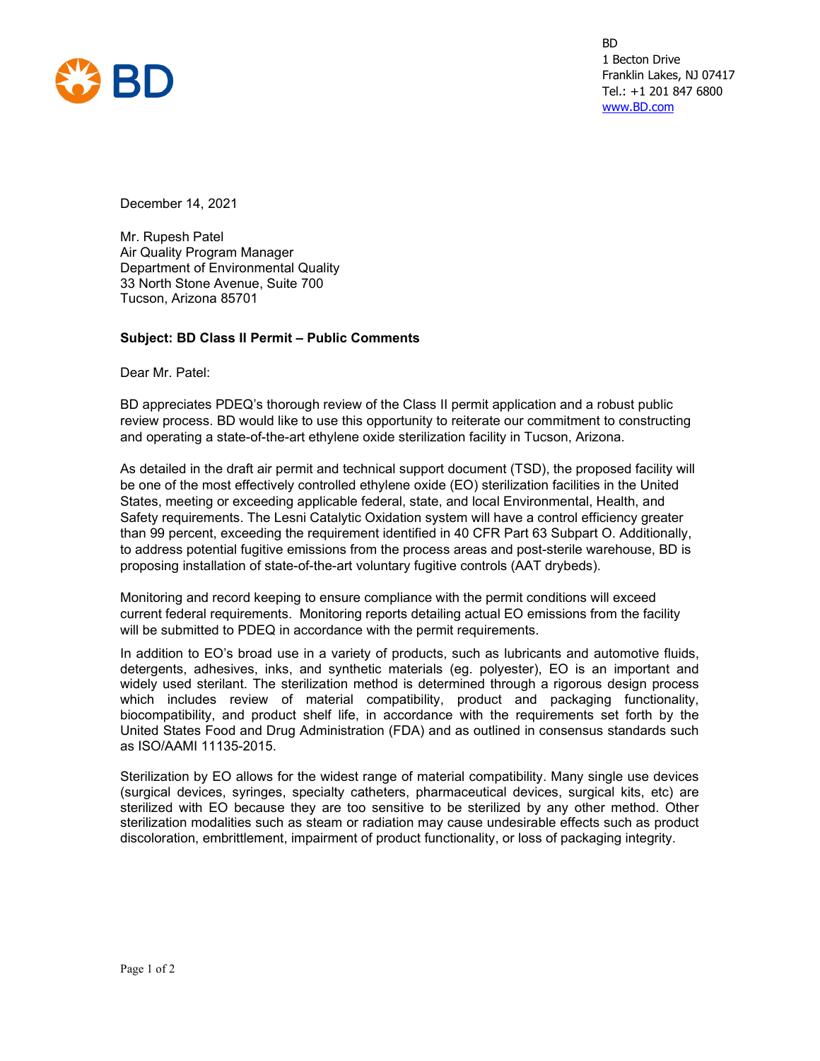BD
1 Becton Drive
Franklin Lakes, NJ 07417
Tel.: +1 201 847 6800
www.BD.com

December 14, 2021

Mr. Rupesh Patel
Air Quality Program Manager
Department of Environmental Quality
33 North Stone Avenue, Suite 700
Tucson, Arizona 85701

**Subject: BD Class II Permit – Public Comments**

Dear Mr. Patel:

BD appreciates PDEQ's thorough review of the Class II permit application and a robust public review process. BD would like to use this opportunity to reiterate our commitment to constructing and operating a state-of-the-art ethylene oxide sterilization facility in Tucson, Arizona.

As detailed in the draft air permit and technical support document (TSD), the proposed facility will be one of the most effectively controlled ethylene oxide (EO) sterilization facilities in the United States, meeting or exceeding applicable federal, state, and local Environmental, Health, and Safety requirements. The Lesni Catalytic Oxidation system will have a control efficiency greater than 99 percent, exceeding the requirement identified in 40 CFR Part 63 Subpart O. Additionally, to address potential fugitive emissions from the process areas and post-sterile warehouse, BD is proposing installation of state-of-the-art voluntary fugitive controls (AAT drybeds).

Monitoring and record keeping to ensure compliance with the permit conditions will exceed current federal requirements. Monitoring reports detailing actual EO emissions from the facility will be submitted to PDEQ in accordance with the permit requirements.

In addition to EO's broad use in a variety of products, such as lubricants and automotive fluids, detergents, adhesives, inks, and synthetic materials (eg. polyester), EO is an important and widely used sterilant. The sterilization method is determined through a rigorous design process which includes review of material compatibility, product and packaging functionality, biocompatibility, and product shelf life, in accordance with the requirements set forth by the United States Food and Drug Administration (FDA) and as outlined in consensus standards such as ISO/AAMI 11135-2015.

Sterilization by EO allows for the widest range of material compatibility. Many single use devices (surgical devices, syringes, specialty catheters, pharmaceutical devices, surgical kits, etc) are sterilized with EO because they are too sensitive to be sterilized by any other method. Other sterilization modalities such as steam or radiation may cause undesirable effects such as product discoloration, embrittlement, impairment of product functionality, or loss of packaging integrity.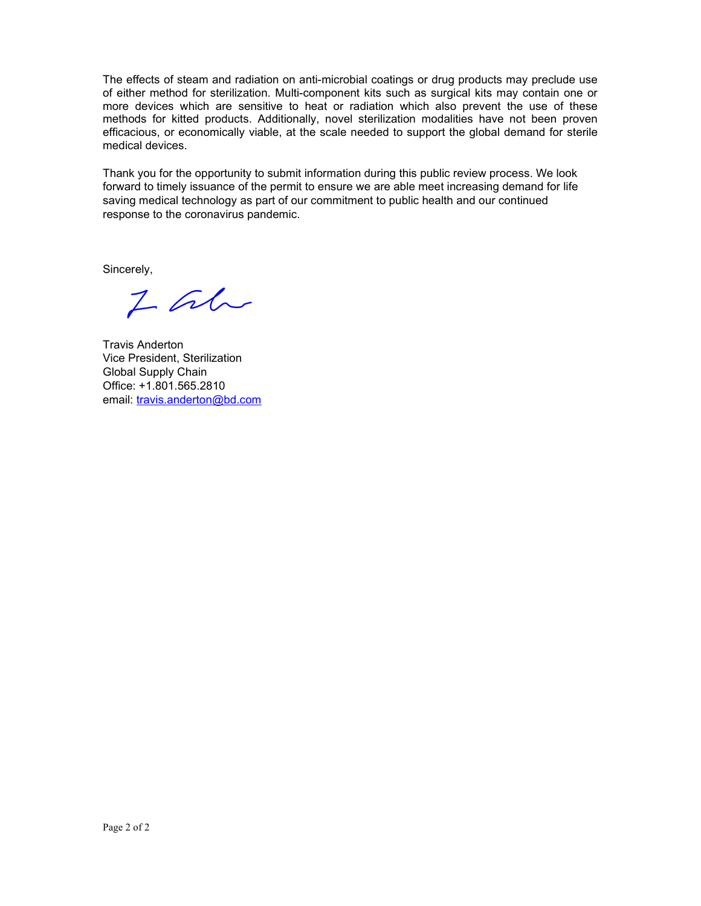The effects of steam and radiation on anti-microbial coatings or drug products may preclude use of either method for sterilization. Multi-component kits such as surgical kits may contain one or more devices which are sensitive to heat or radiation which also prevent the use of these methods for kitted products. Additionally, novel sterilization modalities have not been proven efficacious, or economically viable, at the scale needed to support the global demand for sterile medical devices.

Thank you for the opportunity to submit information during this public review process. We look forward to timely issuance of the permit to ensure we are able meet increasing demand for life saving medical technology as part of our commitment to public health and our continued response to the coronavirus pandemic.

Sincerely,

Travis Anderton
Vice President, Sterilization
Global Supply Chain
Office: +1.801.565.2810
email: travis.anderton@bd.com